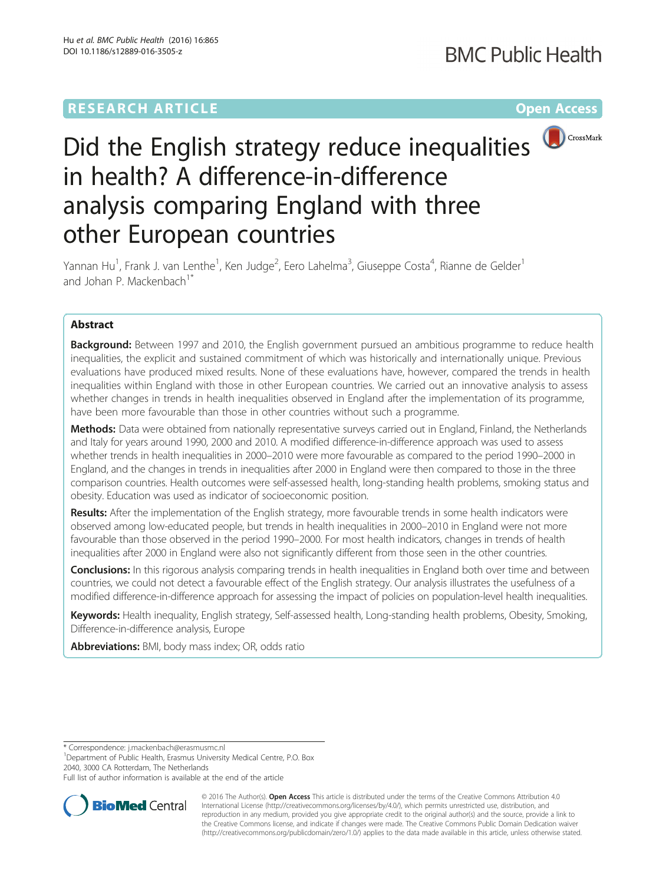RESEARCH ARTICLE

Open Access

# Did the English strategy reduce inequalities in health? A difference-in-difference analysis comparing England with three other European countries

Yannan Hu[1], Frank J. van Lenthe[1], Ken Judge[2], Eero Lahelma[3], Giuseppe Costa[4], Rianne de Gelder[1] and Johan P. Mackenbach[1*]

## Abstract

**Background:** Between 1997 and 2010, the English government pursued an ambitious programme to reduce health inequalities, the explicit and sustained commitment of which was historically and internationally unique. Previous evaluations have produced mixed results. None of these evaluations have, however, compared the trends in health inequalities within England with those in other European countries. We carried out an innovative analysis to assess whether changes in trends in health inequalities observed in England after the implementation of its programme, have been more favourable than those in other countries without such a programme.

**Methods:** Data were obtained from nationally representative surveys carried out in England, Finland, the Netherlands and Italy for years around 1990, 2000 and 2010. A modified difference-in-difference approach was used to assess whether trends in health inequalities in 2000–2010 were more favourable as compared to the period 1990–2000 in England, and the changes in trends in inequalities after 2000 in England were then compared to those in the three comparison countries. Health outcomes were self-assessed health, long-standing health problems, smoking status and obesity. Education was used as indicator of socioeconomic position.

**Results:** After the implementation of the English strategy, more favourable trends in some health indicators were observed among low-educated people, but trends in health inequalities in 2000–2010 in England were not more favourable than those observed in the period 1990–2000. For most health indicators, changes in trends of health inequalities after 2000 in England were also not significantly different from those seen in the other countries.

**Conclusions:** In this rigorous analysis comparing trends in health inequalities in England both over time and between countries, we could not detect a favourable effect of the English strategy. Our analysis illustrates the usefulness of a modified difference-in-difference approach for assessing the impact of policies on population-level health inequalities.

**Keywords:** Health inequality, English strategy, Self-assessed health, Long-standing health problems, Obesity, Smoking, Difference-in-difference analysis, Europe

**Abbreviations:** BMI, body mass index; OR, odds ratio

---

* Correspondence: j.mackenbach@erasmusmc.nl
[1]Department of Public Health, Erasmus University Medical Centre, P.O. Box 2040, 3000 CA Rotterdam, The Netherlands
Full list of author information is available at the end of the article

© 2016 The Author(s). **Open Access** This article is distributed under the terms of the Creative Commons Attribution 4.0 International License (http://creativecommons.org/licenses/by/4.0/), which permits unrestricted use, distribution, and reproduction in any medium, provided you give appropriate credit to the original author(s) and the source, provide a link to the Creative Commons license, and indicate if changes were made. The Creative Commons Public Domain Dedication waiver (http://creativecommons.org/publicdomain/zero/1.0/) applies to the data made available in this article, unless otherwise stated.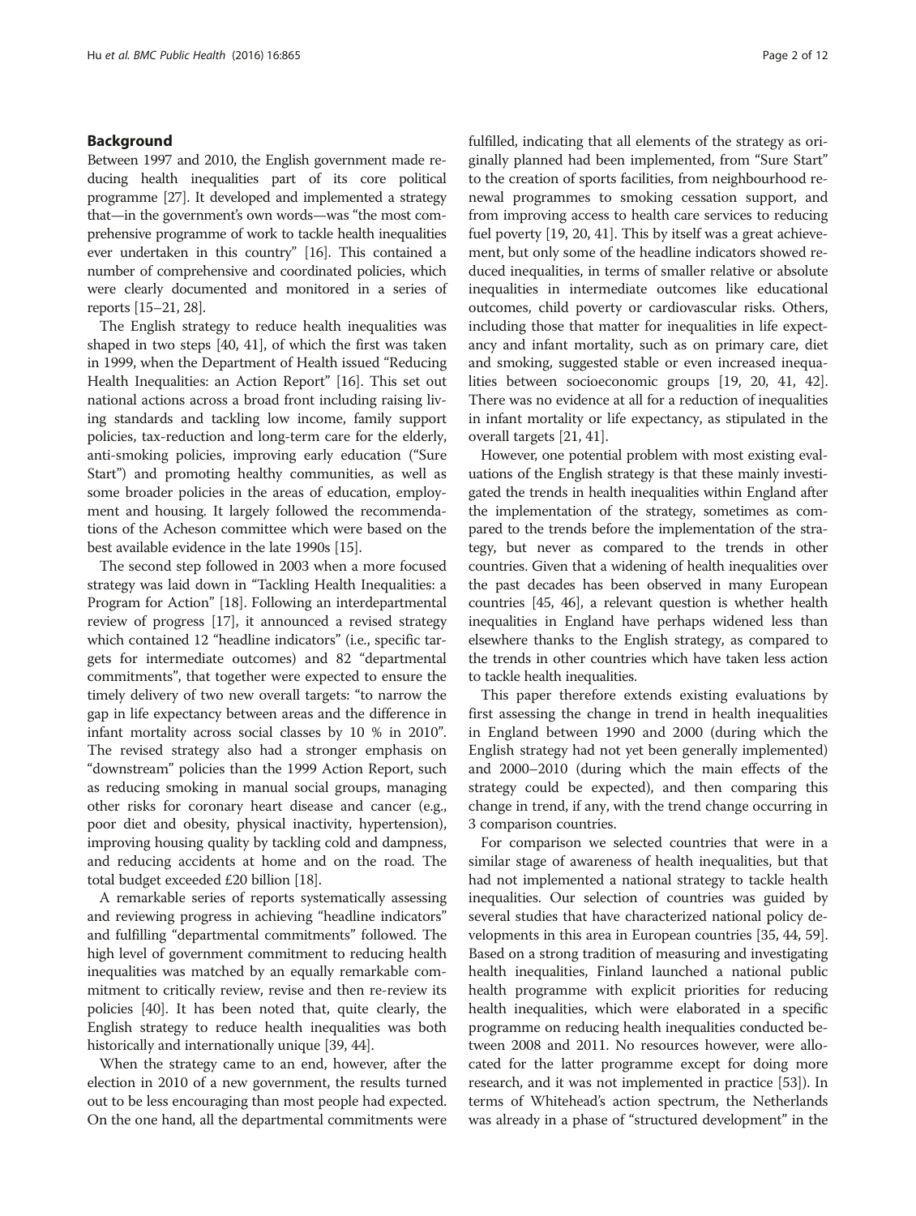## Background

Between 1997 and 2010, the English government made reducing health inequalities part of its core political programme [27]. It developed and implemented a strategy that—in the government's own words—was "the most comprehensive programme of work to tackle health inequalities ever undertaken in this country" [16]. This contained a number of comprehensive and coordinated policies, which were clearly documented and monitored in a series of reports [15–21, 28].

The English strategy to reduce health inequalities was shaped in two steps [40, 41], of which the first was taken in 1999, when the Department of Health issued "Reducing Health Inequalities: an Action Report" [16]. This set out national actions across a broad front including raising living standards and tackling low income, family support policies, tax-reduction and long-term care for the elderly, anti-smoking policies, improving early education ("Sure Start") and promoting healthy communities, as well as some broader policies in the areas of education, employment and housing. It largely followed the recommendations of the Acheson committee which were based on the best available evidence in the late 1990s [15].

The second step followed in 2003 when a more focused strategy was laid down in "Tackling Health Inequalities: a Program for Action" [18]. Following an interdepartmental review of progress [17], it announced a revised strategy which contained 12 "headline indicators" (i.e., specific targets for intermediate outcomes) and 82 "departmental commitments", that together were expected to ensure the timely delivery of two new overall targets: "to narrow the gap in life expectancy between areas and the difference in infant mortality across social classes by 10 % in 2010". The revised strategy also had a stronger emphasis on "downstream" policies than the 1999 Action Report, such as reducing smoking in manual social groups, managing other risks for coronary heart disease and cancer (e.g., poor diet and obesity, physical inactivity, hypertension), improving housing quality by tackling cold and dampness, and reducing accidents at home and on the road. The total budget exceeded £20 billion [18].

A remarkable series of reports systematically assessing and reviewing progress in achieving "headline indicators" and fulfilling "departmental commitments" followed. The high level of government commitment to reducing health inequalities was matched by an equally remarkable commitment to critically review, revise and then re-review its policies [40]. It has been noted that, quite clearly, the English strategy to reduce health inequalities was both historically and internationally unique [39, 44].

When the strategy came to an end, however, after the election in 2010 of a new government, the results turned out to be less encouraging than most people had expected. On the one hand, all the departmental commitments were fulfilled, indicating that all elements of the strategy as originally planned had been implemented, from "Sure Start" to the creation of sports facilities, from neighbourhood renewal programmes to smoking cessation support, and from improving access to health care services to reducing fuel poverty [19, 20, 41]. This by itself was a great achievement, but only some of the headline indicators showed reduced inequalities, in terms of smaller relative or absolute inequalities in intermediate outcomes like educational outcomes, child poverty or cardiovascular risks. Others, including those that matter for inequalities in life expectancy and infant mortality, such as on primary care, diet and smoking, suggested stable or even increased inequalities between socioeconomic groups [19, 20, 41, 42]. There was no evidence at all for a reduction of inequalities in infant mortality or life expectancy, as stipulated in the overall targets [21, 41].

However, one potential problem with most existing evaluations of the English strategy is that these mainly investigated the trends in health inequalities within England after the implementation of the strategy, sometimes as compared to the trends before the implementation of the strategy, but never as compared to the trends in other countries. Given that a widening of health inequalities over the past decades has been observed in many European countries [45, 46], a relevant question is whether health inequalities in England have perhaps widened less than elsewhere thanks to the English strategy, as compared to the trends in other countries which have taken less action to tackle health inequalities.

This paper therefore extends existing evaluations by first assessing the change in trend in health inequalities in England between 1990 and 2000 (during which the English strategy had not yet been generally implemented) and 2000–2010 (during which the main effects of the strategy could be expected), and then comparing this change in trend, if any, with the trend change occurring in 3 comparison countries.

For comparison we selected countries that were in a similar stage of awareness of health inequalities, but that had not implemented a national strategy to tackle health inequalities. Our selection of countries was guided by several studies that have characterized national policy developments in this area in European countries [35, 44, 59]. Based on a strong tradition of measuring and investigating health inequalities, Finland launched a national public health programme with explicit priorities for reducing health inequalities, which were elaborated in a specific programme on reducing health inequalities conducted between 2008 and 2011. No resources however, were allocated for the latter programme except for doing more research, and it was not implemented in practice [53]). In terms of Whitehead's action spectrum, the Netherlands was already in a phase of "structured development" in the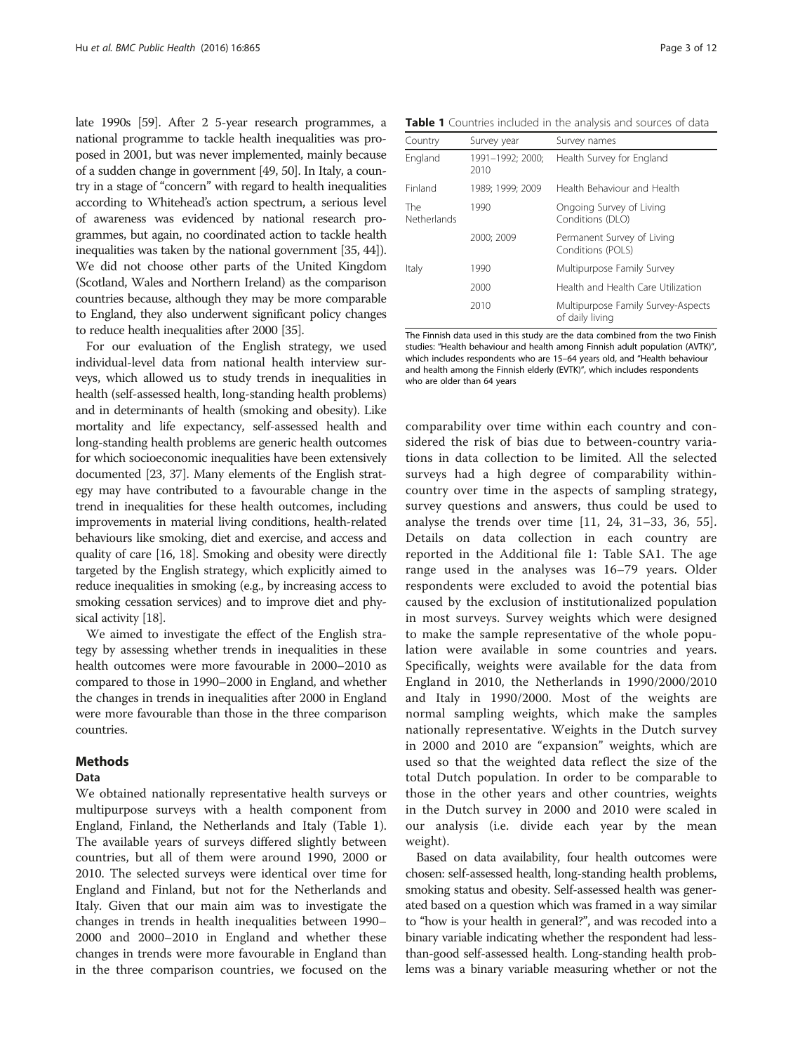late 1990s [59]. After 2 5-year research programmes, a national programme to tackle health inequalities was proposed in 2001, but was never implemented, mainly because of a sudden change in government [49, 50]. In Italy, a country in a stage of "concern" with regard to health inequalities according to Whitehead's action spectrum, a serious level of awareness was evidenced by national research programmes, but again, no coordinated action to tackle health inequalities was taken by the national government [35, 44]). We did not choose other parts of the United Kingdom (Scotland, Wales and Northern Ireland) as the comparison countries because, although they may be more comparable to England, they also underwent significant policy changes to reduce health inequalities after 2000 [35].

For our evaluation of the English strategy, we used individual-level data from national health interview surveys, which allowed us to study trends in inequalities in health (self-assessed health, long-standing health problems) and in determinants of health (smoking and obesity). Like mortality and life expectancy, self-assessed health and long-standing health problems are generic health outcomes for which socioeconomic inequalities have been extensively documented [23, 37]. Many elements of the English strategy may have contributed to a favourable change in the trend in inequalities for these health outcomes, including improvements in material living conditions, health-related behaviours like smoking, diet and exercise, and access and quality of care [16, 18]. Smoking and obesity were directly targeted by the English strategy, which explicitly aimed to reduce inequalities in smoking (e.g., by increasing access to smoking cessation services) and to improve diet and physical activity [18].

We aimed to investigate the effect of the English strategy by assessing whether trends in inequalities in these health outcomes were more favourable in 2000–2010 as compared to those in 1990–2000 in England, and whether the changes in trends in inequalities after 2000 in England were more favourable than those in the three comparison countries.

## Methods

### Data

We obtained nationally representative health surveys or multipurpose surveys with a health component from England, Finland, the Netherlands and Italy (Table 1). The available years of surveys differed slightly between countries, but all of them were around 1990, 2000 or 2010. The selected surveys were identical over time for England and Finland, but not for the Netherlands and Italy. Given that our main aim was to investigate the changes in trends in health inequalities between 1990–2000 and 2000–2010 in England and whether these changes in trends were more favourable in England than in the three comparison countries, we focused on the comparability over time within each country and considered the risk of bias due to between-country variations in data collection to be limited. All the selected surveys had a high degree of comparability within-country over time in the aspects of sampling strategy, survey questions and answers, thus could be used to analyse the trends over time [11, 24, 31–33, 36, 55]. Details on data collection in each country are reported in the Additional file 1: Table SA1. The age range used in the analyses was 16–79 years. Older respondents were excluded to avoid the potential bias caused by the exclusion of institutionalized population in most surveys. Survey weights which were designed to make the sample representative of the whole population were available in some countries and years. Specifically, weights were available for the data from England in 2010, the Netherlands in 1990/2000/2010 and Italy in 1990/2000. Most of the weights are normal sampling weights, which make the samples nationally representative. Weights in the Dutch survey in 2000 and 2010 are "expansion" weights, which are used so that the weighted data reflect the size of the total Dutch population. In order to be comparable to those in the other years and other countries, weights in the Dutch survey in 2000 and 2010 were scaled in our analysis (i.e. divide each year by the mean weight).

Based on data availability, four health outcomes were chosen: self-assessed health, long-standing health problems, smoking status and obesity. Self-assessed health was generated based on a question which was framed in a way similar to "how is your health in general?", and was recoded into a binary variable indicating whether the respondent had less-than-good self-assessed health. Long-standing health problems was a binary variable measuring whether or not the

**Table 1** Countries included in the analysis and sources of data

| Country | Survey year | Survey names |
|---|---|---|
| England | 1991–1992; 2000; 2010 | Health Survey for England |
| Finland | 1989; 1999; 2009 | Health Behaviour and Health |
| The Netherlands | 1990 | Ongoing Survey of Living Conditions (DLO) |
| | 2000; 2009 | Permanent Survey of Living Conditions (POLS) |
| Italy | 1990 | Multipurpose Family Survey |
| | 2000 | Health and Health Care Utilization |
| | 2010 | Multipurpose Family Survey-Aspects of daily living |

The Finnish data used in this study are the data combined from the two Finish studies: "Health behaviour and health among Finnish adult population (AVTK)", which includes respondents who are 15–64 years old, and "Health behaviour and health among the Finnish elderly (EVTK)", which includes respondents who are older than 64 years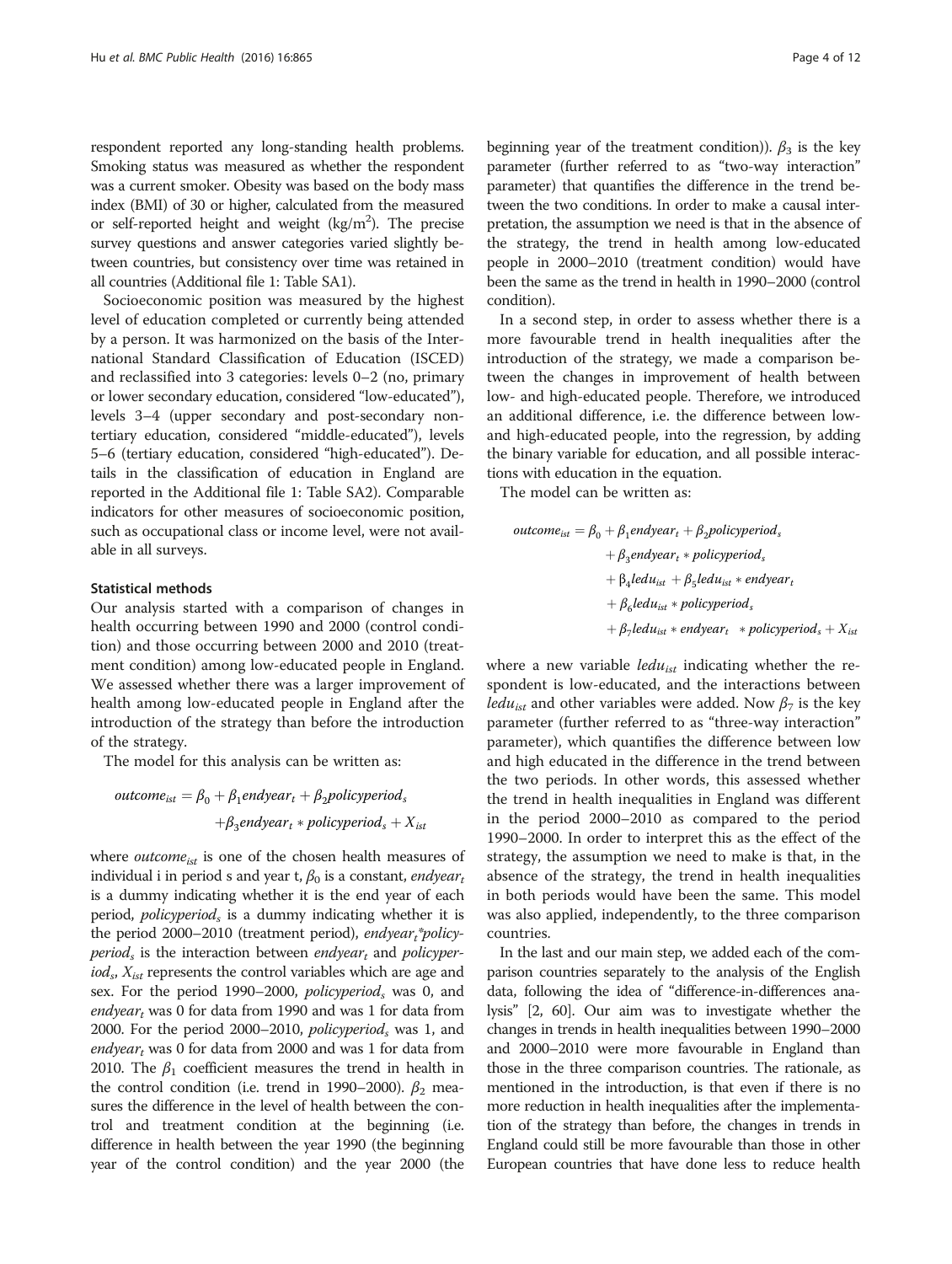respondent reported any long-standing health problems. Smoking status was measured as whether the respondent was a current smoker. Obesity was based on the body mass index (BMI) of 30 or higher, calculated from the measured or self-reported height and weight (kg/m$^2$). The precise survey questions and answer categories varied slightly between countries, but consistency over time was retained in all countries (Additional file 1: Table SA1).

Socioeconomic position was measured by the highest level of education completed or currently being attended by a person. It was harmonized on the basis of the International Standard Classification of Education (ISCED) and reclassified into 3 categories: levels 0–2 (no, primary or lower secondary education, considered "low-educated"), levels 3–4 (upper secondary and post-secondary non-tertiary education, considered "middle-educated"), levels 5–6 (tertiary education, considered "high-educated"). Details in the classification of education in England are reported in the Additional file 1: Table SA2). Comparable indicators for other measures of socioeconomic position, such as occupational class or income level, were not available in all surveys.

### Statistical methods

Our analysis started with a comparison of changes in health occurring between 1990 and 2000 (control condition) and those occurring between 2000 and 2010 (treatment condition) among low-educated people in England. We assessed whether there was a larger improvement of health among low-educated people in England after the introduction of the strategy than before the introduction of the strategy.

The model for this analysis can be written as:

$$outcome_{ist} = \beta_0 + \beta_1 endyear_t + \beta_2 policyperiod_s + \beta_3 endyear_t * policyperiod_s + X_{ist}$$

where $outcome_{ist}$ is one of the chosen health measures of individual i in period s and year t, $\beta_0$ is a constant, $endyear_t$ is a dummy indicating whether it is the end year of each period, $policyperiod_s$ is a dummy indicating whether it is the period 2000–2010 (treatment period), $endyear_t$*$policyperiod_s$ is the interaction between $endyear_t$ and $policyperiod_s$, $X_{ist}$ represents the control variables which are age and sex. For the period 1990–2000, $policyperiod_s$ was 0, and $endyear_t$ was 0 for data from 1990 and was 1 for data from 2000. For the period 2000–2010, $policyperiod_s$ was 1, and $endyear_t$ was 0 for data from 2000 and was 1 for data from 2010. The $\beta_1$ coefficient measures the trend in health in the control condition (i.e. trend in 1990–2000). $\beta_2$ measures the difference in the level of health between the control and treatment condition at the beginning (i.e. difference in health between the year 1990 (the beginning year of the control condition) and the year 2000 (the beginning year of the treatment condition)). $\beta_3$ is the key parameter (further referred to as "two-way interaction" parameter) that quantifies the difference in the trend between the two conditions. In order to make a causal interpretation, the assumption we need is that in the absence of the strategy, the trend in health among low-educated people in 2000–2010 (treatment condition) would have been the same as the trend in health in 1990–2000 (control condition).

In a second step, in order to assess whether there is a more favourable trend in health inequalities after the introduction of the strategy, we made a comparison between the changes in improvement of health between low- and high-educated people. Therefore, we introduced an additional difference, i.e. the difference between low- and high-educated people, into the regression, by adding the binary variable for education, and all possible interactions with education in the equation.

The model can be written as:

$$\begin{aligned} outcome_{ist} = \beta_0 &+ \beta_1 endyear_t + \beta_2 policyperiod_s \\ &+ \beta_3 endyear_t * policyperiod_s \\ &+ \beta_4 ledu_{ist} + \beta_5 ledu_{ist} * endyear_t \\ &+ \beta_6 ledu_{ist} * policyperiod_s \\ &+ \beta_7 ledu_{ist} * endyear_t * policyperiod_s + X_{ist} \end{aligned}$$

where a new variable $ledu_{ist}$ indicating whether the respondent is low-educated, and the interactions between $ledu_{ist}$ and other variables were added. Now $\beta_7$ is the key parameter (further referred to as "three-way interaction" parameter), which quantifies the difference between low and high educated in the difference in the trend between the two periods. In other words, this assessed whether the trend in health inequalities in England was different in the period 2000–2010 as compared to the period 1990–2000. In order to interpret this as the effect of the strategy, the assumption we need to make is that, in the absence of the strategy, the trend in health inequalities in both periods would have been the same. This model was also applied, independently, to the three comparison countries.

In the last and our main step, we added each of the comparison countries separately to the analysis of the English data, following the idea of "difference-in-differences analysis" [2, 60]. Our aim was to investigate whether the changes in trends in health inequalities between 1990–2000 and 2000–2010 were more favourable in England than those in the three comparison countries. The rationale, as mentioned in the introduction, is that even if there is no more reduction in health inequalities after the implementation of the strategy than before, the changes in trends in England could still be more favourable than those in other European countries that have done less to reduce health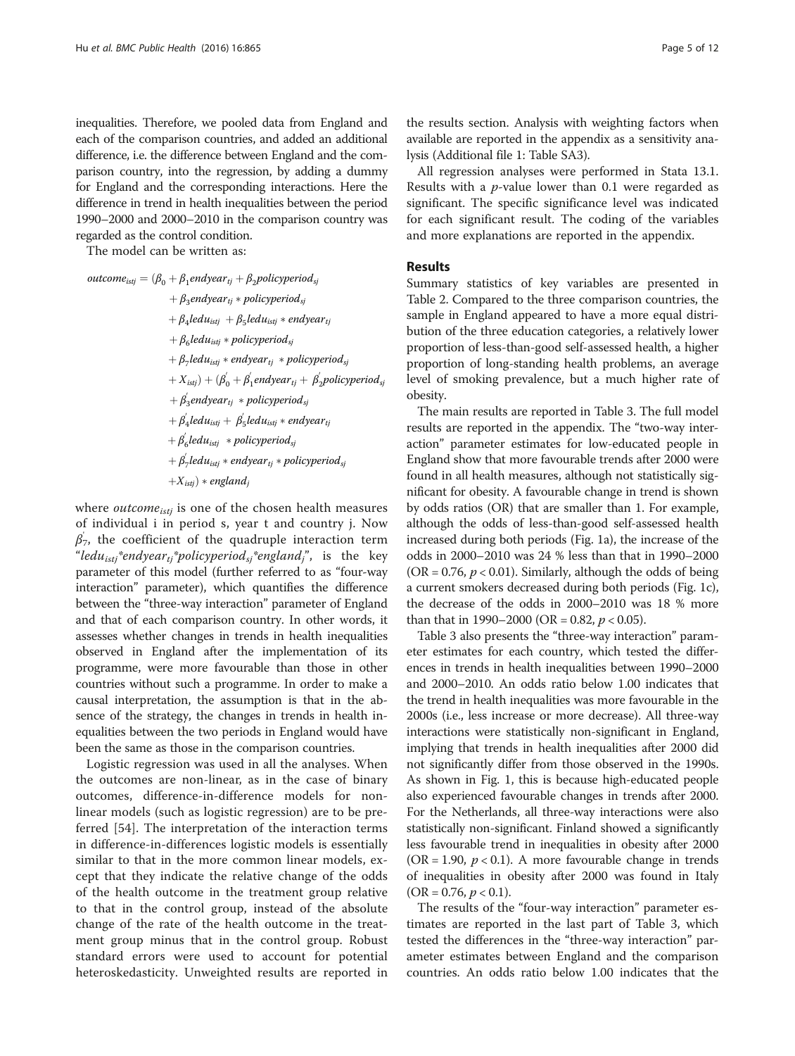inequalities. Therefore, we pooled data from England and each of the comparison countries, and added an additional difference, i.e. the difference between England and the comparison country, into the regression, by adding a dummy for England and the corresponding interactions. Here the difference in trend in health inequalities between the period 1990–2000 and 2000–2010 in the comparison country was regarded as the control condition.

The model can be written as:

$$
\begin{aligned}
outcome_{istj} = (&\beta_0 + \beta_1 endyear_{tj} + \beta_2 policyperiod_{sj} \\
&+ \beta_3 endyear_{tj} * policyperiod_{sj} \\
&+ \beta_4 ledu_{istj} + \beta_5 ledu_{istj} * endyear_{tj} \\
&+ \beta_6 ledu_{istj} * policyperiod_{sj} \\
&+ \beta_7 ledu_{istj} * endyear_{tj} * policyperiod_{sj} \\
&+ X_{istj}) + (\beta_0^{'} + \beta_1^{'} endyear_{tj} + \beta_2^{'} policyperiod_{sj} \\
&+ \beta_3^{'} endyear_{tj} * policyperiod_{sj} \\
&+ \beta_4^{'} ledu_{istj} + \beta_5^{'} ledu_{istj} * endyear_{tj} \\
&+ \beta_6^{'} ledu_{istj} * policyperiod_{sj} \\
&+ \beta_7^{'} ledu_{istj} * endyear_{tj} * policyperiod_{sj} \\
&+ X_{istj}) * england_j
\end{aligned}
$$

where $outcome_{istj}$ is one of the chosen health measures of individual i in period s, year t and country j. Now $\beta_7^{'}$, the coefficient of the quadruple interaction term "$ledu_{istj}$*$endyear_{tj}$*$policyperiod_{sj}$*$england_j$", is the key parameter of this model (further referred to as "four-way interaction" parameter), which quantifies the difference between the "three-way interaction" parameter of England and that of each comparison country. In other words, it assesses whether changes in trends in health inequalities observed in England after the implementation of its programme, were more favourable than those in other countries without such a programme. In order to make a causal interpretation, the assumption is that in the absence of the strategy, the changes in trends in health inequalities between the two periods in England would have been the same as those in the comparison countries.

Logistic regression was used in all the analyses. When the outcomes are non-linear, as in the case of binary outcomes, difference-in-difference models for non-linear models (such as logistic regression) are to be preferred [54]. The interpretation of the interaction terms in difference-in-differences logistic models is essentially similar to that in the more common linear models, except that they indicate the relative change of the odds of the health outcome in the treatment group relative to that in the control group, instead of the absolute change of the rate of the health outcome in the treatment group minus that in the control group. Robust standard errors were used to account for potential heteroskedasticity. Unweighted results are reported in the results section. Analysis with weighting factors when available are reported in the appendix as a sensitivity analysis (Additional file 1: Table SA3).

All regression analyses were performed in Stata 13.1. Results with a $p$-value lower than 0.1 were regarded as significant. The specific significance level was indicated for each significant result. The coding of the variables and more explanations are reported in the appendix.

## Results

Summary statistics of key variables are presented in Table 2. Compared to the three comparison countries, the sample in England appeared to have a more equal distribution of the three education categories, a relatively lower proportion of less-than-good self-assessed health, a higher proportion of long-standing health problems, an average level of smoking prevalence, but a much higher rate of obesity.

The main results are reported in Table 3. The full model results are reported in the appendix. The "two-way interaction" parameter estimates for low-educated people in England show that more favourable trends after 2000 were found in all health measures, although not statistically significant for obesity. A favourable change in trend is shown by odds ratios (OR) that are smaller than 1. For example, although the odds of less-than-good self-assessed health increased during both periods (Fig. 1a), the increase of the odds in 2000–2010 was 24 % less than that in 1990–2000 (OR = 0.76, $p < 0.01$). Similarly, although the odds of being a current smokers decreased during both periods (Fig. 1c), the decrease of the odds in 2000–2010 was 18 % more than that in 1990–2000 (OR = 0.82, $p < 0.05$).

Table 3 also presents the "three-way interaction" parameter estimates for each country, which tested the differences in trends in health inequalities between 1990–2000 and 2000–2010. An odds ratio below 1.00 indicates that the trend in health inequalities was more favourable in the 2000s (i.e., less increase or more decrease). All three-way interactions were statistically non-significant in England, implying that trends in health inequalities after 2000 did not significantly differ from those observed in the 1990s. As shown in Fig. 1, this is because high-educated people also experienced favourable changes in trends after 2000. For the Netherlands, all three-way interactions were also statistically non-significant. Finland showed a significantly less favourable trend in inequalities in obesity after 2000 (OR = 1.90, $p < 0.1$). A more favourable change in trends of inequalities in obesity after 2000 was found in Italy (OR = 0.76, $p < 0.1$).

The results of the "four-way interaction" parameter estimates are reported in the last part of Table 3, which tested the differences in the "three-way interaction" parameter estimates between England and the comparison countries. An odds ratio below 1.00 indicates that the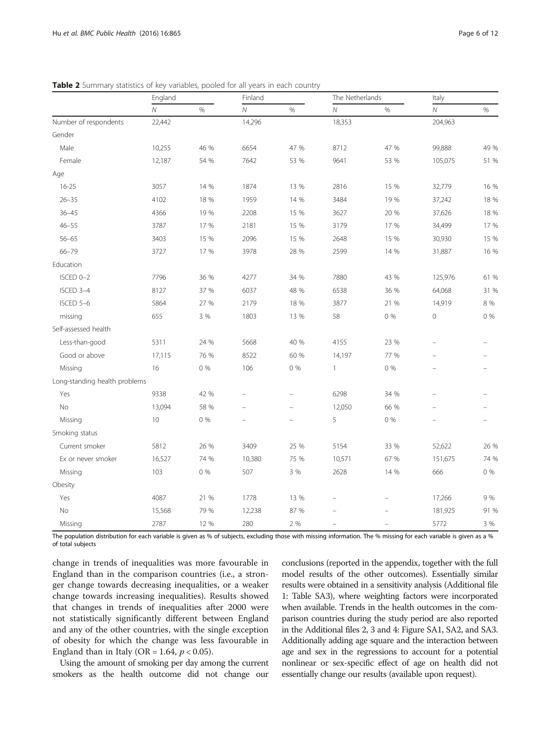**Table 2** Summary statistics of key variables, pooled for all years in each country

| | England | | Finland | | The Netherlands | | Italy | |
|---|---|---|---|---|---|---|---|---|
| | *N* | % | *N* | % | *N* | % | *N* | % |
| Number of respondents | 22,442 | | 14,296 | | 18,353 | | 204,963 | |
| Gender | | | | | | | | |
| Male | 10,255 | 46 % | 6654 | 47 % | 8712 | 47 % | 99,888 | 49 % |
| Female | 12,187 | 54 % | 7642 | 53 % | 9641 | 53 % | 105,075 | 51 % |
| Age | | | | | | | | |
| 16-25 | 3057 | 14 % | 1874 | 13 % | 2816 | 15 % | 32,779 | 16 % |
| 26–35 | 4102 | 18 % | 1959 | 14 % | 3484 | 19 % | 37,242 | 18 % |
| 36–45 | 4366 | 19 % | 2208 | 15 % | 3627 | 20 % | 37,626 | 18 % |
| 46–55 | 3787 | 17 % | 2181 | 15 % | 3179 | 17 % | 34,499 | 17 % |
| 56–65 | 3403 | 15 % | 2096 | 15 % | 2648 | 15 % | 30,930 | 15 % |
| 66–79 | 3727 | 17 % | 3978 | 28 % | 2599 | 14 % | 31,887 | 16 % |
| Education | | | | | | | | |
| ISCED 0–2 | 7796 | 36 % | 4277 | 34 % | 7880 | 43 % | 125,976 | 61 % |
| ISCED 3–4 | 8127 | 37 % | 6037 | 48 % | 6538 | 36 % | 64,068 | 31 % |
| ISCED 5–6 | 5864 | 27 % | 2179 | 18 % | 3877 | 21 % | 14,919 | 8 % |
| missing | 655 | 3 % | 1803 | 13 % | 58 | 0 % | 0 | 0 % |
| Self-assessed health | | | | | | | | |
| Less-than-good | 5311 | 24 % | 5668 | 40 % | 4155 | 23 % | – | – |
| Good or above | 17,115 | 76 % | 8522 | 60 % | 14,197 | 77 % | – | – |
| Missing | 16 | 0 % | 106 | 0 % | 1 | 0 % | – | – |
| Long-standing health problems | | | | | | | | |
| Yes | 9338 | 42 % | – | – | 6298 | 34 % | – | – |
| No | 13,094 | 58 % | – | – | 12,050 | 66 % | – | – |
| Missing | 10 | 0 % | – | – | 5 | 0 % | – | – |
| Smoking status | | | | | | | | |
| Current smoker | 5812 | 26 % | 3409 | 25 % | 5154 | 33 % | 52,622 | 26 % |
| Ex or never smoker | 16,527 | 74 % | 10,380 | 75 % | 10,571 | 67 % | 151,675 | 74 % |
| Missing | 103 | 0 % | 507 | 3 % | 2628 | 14 % | 666 | 0 % |
| Obesity | | | | | | | | |
| Yes | 4087 | 21 % | 1778 | 13 % | – | – | 17,266 | 9 % |
| No | 15,568 | 79 % | 12,238 | 87 % | – | – | 181,925 | 91 % |
| Missing | 2787 | 12 % | 280 | 2 % | – | – | 5772 | 3 % |

The population distribution for each variable is given as % of subjects, excluding those with missing information. The % missing for each variable is given as a % of total subjects

change in trends of inequalities was more favourable in England than in the comparison countries (i.e., a stronger change towards decreasing inequalities, or a weaker change towards increasing inequalities). Results showed that changes in trends of inequalities after 2000 were not statistically significantly different between England and any of the other countries, with the single exception of obesity for which the change was less favourable in England than in Italy (OR = 1.64, $p < 0.05$).

Using the amount of smoking per day among the current smokers as the health outcome did not change our conclusions (reported in the appendix, together with the full model results of the other outcomes). Essentially similar results were obtained in a sensitivity analysis (Additional file 1: Table SA3), where weighting factors were incorporated when available. Trends in the health outcomes in the comparison countries during the study period are also reported in the Additional files 2, 3 and 4: Figure SA1, SA2, and SA3. Additionally adding age square and the interaction between age and sex in the regressions to account for a potential nonlinear or sex-specific effect of age on health did not essentially change our results (available upon request).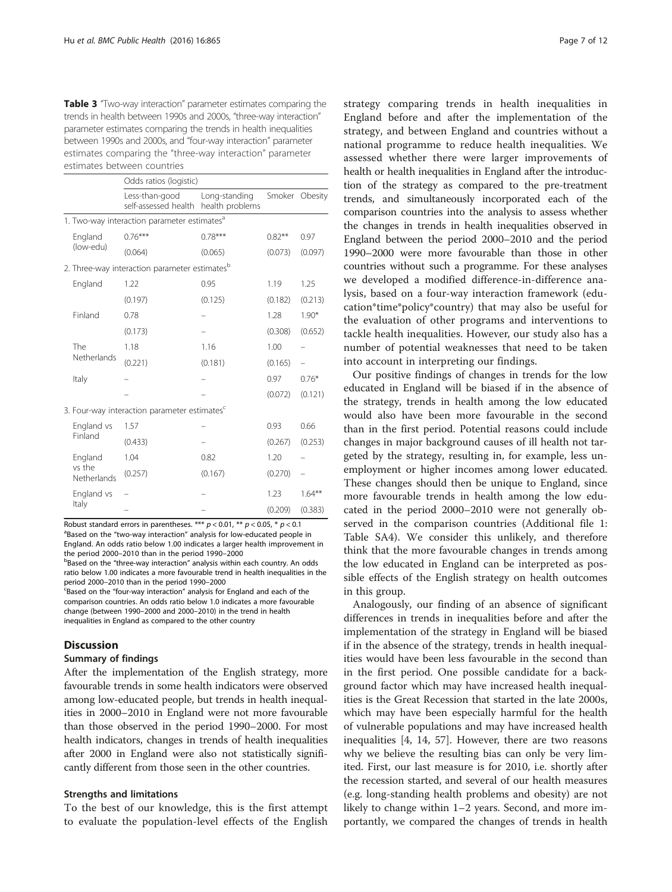**Table 3** "Two-way interaction" parameter estimates comparing the trends in health between 1990s and 2000s, "three-way interaction" parameter estimates comparing the trends in health inequalities between 1990s and 2000s, and "four-way interaction" parameter estimates comparing the "three-way interaction" parameter estimates between countries

| | Odds ratios (logistic) | | | |
|---|---|---|---|---|
| | Less-than-good self-assessed health | Long-standing health problems | Smoker | Obesity |
| 1. Two-way interaction parameter estimates[a] | | | | |
| England (low-edu) | 0.76*** | 0.78*** | 0.82** | 0.97 |
| | (0.064) | (0.065) | (0.073) | (0.097) |
| 2. Three-way interaction parameter estimates[b] | | | | |
| England | 1.22 | 0.95 | 1.19 | 1.25 |
| | (0.197) | (0.125) | (0.182) | (0.213) |
| Finland | 0.78 | – | 1.28 | 1.90* |
| | (0.173) | – | (0.308) | (0.652) |
| The Netherlands | 1.18 | 1.16 | 1.00 | – |
| | (0.221) | (0.181) | (0.165) | – |
| Italy | – | – | 0.97 | 0.76* |
| | – | – | (0.072) | (0.121) |
| 3. Four-way interaction parameter estimates[c] | | | | |
| England vs Finland | 1.57 | – | 0.93 | 0.66 |
| | (0.433) | – | (0.267) | (0.253) |
| England vs the Netherlands | 1.04 | 0.82 | 1.20 | – |
| | (0.257) | (0.167) | (0.270) | – |
| England vs Italy | – | – | 1.23 | 1.64** |
| | – | – | (0.209) | (0.383) |

Robust standard errors in parentheses. *** $p < 0.01$, ** $p < 0.05$, * $p < 0.1$
[a]Based on the "two-way interaction" analysis for low-educated people in England. An odds ratio below 1.00 indicates a larger health improvement in the period 2000–2010 than in the period 1990–2000
[b]Based on the "three-way interaction" analysis within each country. An odds ratio below 1.00 indicates a more favourable trend in health inequalities in the period 2000–2010 than in the period 1990–2000
[c]Based on the "four-way interaction" analysis for England and each of the comparison countries. An odds ratio below 1.0 indicates a more favourable change (between 1990–2000 and 2000–2010) in the trend in health inequalities in England as compared to the other country

## Discussion

### Summary of findings

After the implementation of the English strategy, more favourable trends in some health indicators were observed among low-educated people, but trends in health inequalities in 2000–2010 in England were not more favourable than those observed in the period 1990–2000. For most health indicators, changes in trends of health inequalities after 2000 in England were also not statistically significantly different from those seen in the other countries.

### Strengths and limitations

To the best of our knowledge, this is the first attempt to evaluate the population-level effects of the English strategy comparing trends in health inequalities in England before and after the implementation of the strategy, and between England and countries without a national programme to reduce health inequalities. We assessed whether there were larger improvements of health or health inequalities in England after the introduction of the strategy as compared to the pre-treatment trends, and simultaneously incorporated each of the comparison countries into the analysis to assess whether the changes in trends in health inequalities observed in England between the period 2000–2010 and the period 1990–2000 were more favourable than those in other countries without such a programme. For these analyses we developed a modified difference-in-difference analysis, based on a four-way interaction framework (education*time*policy*country) that may also be useful for the evaluation of other programs and interventions to tackle health inequalities. However, our study also has a number of potential weaknesses that need to be taken into account in interpreting our findings.

Our positive findings of changes in trends for the low educated in England will be biased if in the absence of the strategy, trends in health among the low educated would also have been more favourable in the second than in the first period. Potential reasons could include changes in major background causes of ill health not targeted by the strategy, resulting in, for example, less unemployment or higher incomes among lower educated. These changes should then be unique to England, since more favourable trends in health among the low educated in the period 2000–2010 were not generally observed in the comparison countries (Additional file 1: Table SA4). We consider this unlikely, and therefore think that the more favourable changes in trends among the low educated in England can be interpreted as possible effects of the English strategy on health outcomes in this group.

Analogously, our finding of an absence of significant differences in trends in inequalities before and after the implementation of the strategy in England will be biased if in the absence of the strategy, trends in health inequalities would have been less favourable in the second than in the first period. One possible candidate for a background factor which may have increased health inequalities is the Great Recession that started in the late 2000s, which may have been especially harmful for the health of vulnerable populations and may have increased health inequalities [4, 14, 57]. However, there are two reasons why we believe the resulting bias can only be very limited. First, our last measure is for 2010, i.e. shortly after the recession started, and several of our health measures (e.g. long-standing health problems and obesity) are not likely to change within 1–2 years. Second, and more importantly, we compared the changes of trends in health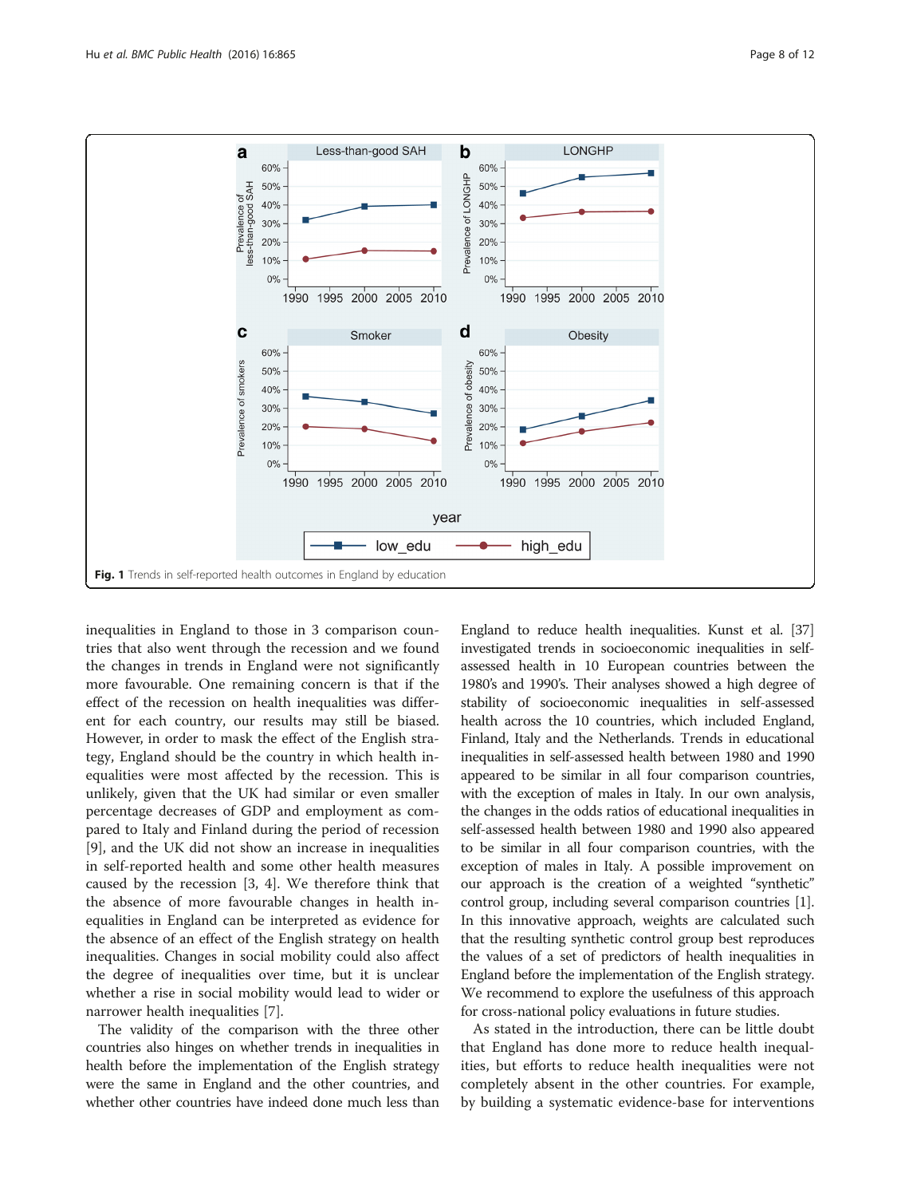**Fig. 1** Trends in self-reported health outcomes in England by education

inequalities in England to those in 3 comparison countries that also went through the recession and we found the changes in trends in England were not significantly more favourable. One remaining concern is that if the effect of the recession on health inequalities was different for each country, our results may still be biased. However, in order to mask the effect of the English strategy, England should be the country in which health inequalities were most affected by the recession. This is unlikely, given that the UK had similar or even smaller percentage decreases of GDP and employment as compared to Italy and Finland during the period of recession [9], and the UK did not show an increase in inequalities in self-reported health and some other health measures caused by the recession [3, 4]. We therefore think that the absence of more favourable changes in health inequalities in England can be interpreted as evidence for the absence of an effect of the English strategy on health inequalities. Changes in social mobility could also affect the degree of inequalities over time, but it is unclear whether a rise in social mobility would lead to wider or narrower health inequalities [7].

The validity of the comparison with the three other countries also hinges on whether trends in inequalities in health before the implementation of the English strategy were the same in England and the other countries, and whether other countries have indeed done much less than England to reduce health inequalities. Kunst et al. [37] investigated trends in socioeconomic inequalities in self-assessed health in 10 European countries between the 1980's and 1990's. Their analyses showed a high degree of stability of socioeconomic inequalities in self-assessed health across the 10 countries, which included England, Finland, Italy and the Netherlands. Trends in educational inequalities in self-assessed health between 1980 and 1990 appeared to be similar in all four comparison countries, with the exception of males in Italy. In our own analysis, the changes in the odds ratios of educational inequalities in self-assessed health between 1980 and 1990 also appeared to be similar in all four comparison countries, with the exception of males in Italy. A possible improvement on our approach is the creation of a weighted "synthetic" control group, including several comparison countries [1]. In this innovative approach, weights are calculated such that the resulting synthetic control group best reproduces the values of a set of predictors of health inequalities in England before the implementation of the English strategy. We recommend to explore the usefulness of this approach for cross-national policy evaluations in future studies.

As stated in the introduction, there can be little doubt that England has done more to reduce health inequalities, but efforts to reduce health inequalities were not completely absent in the other countries. For example, by building a systematic evidence-base for interventions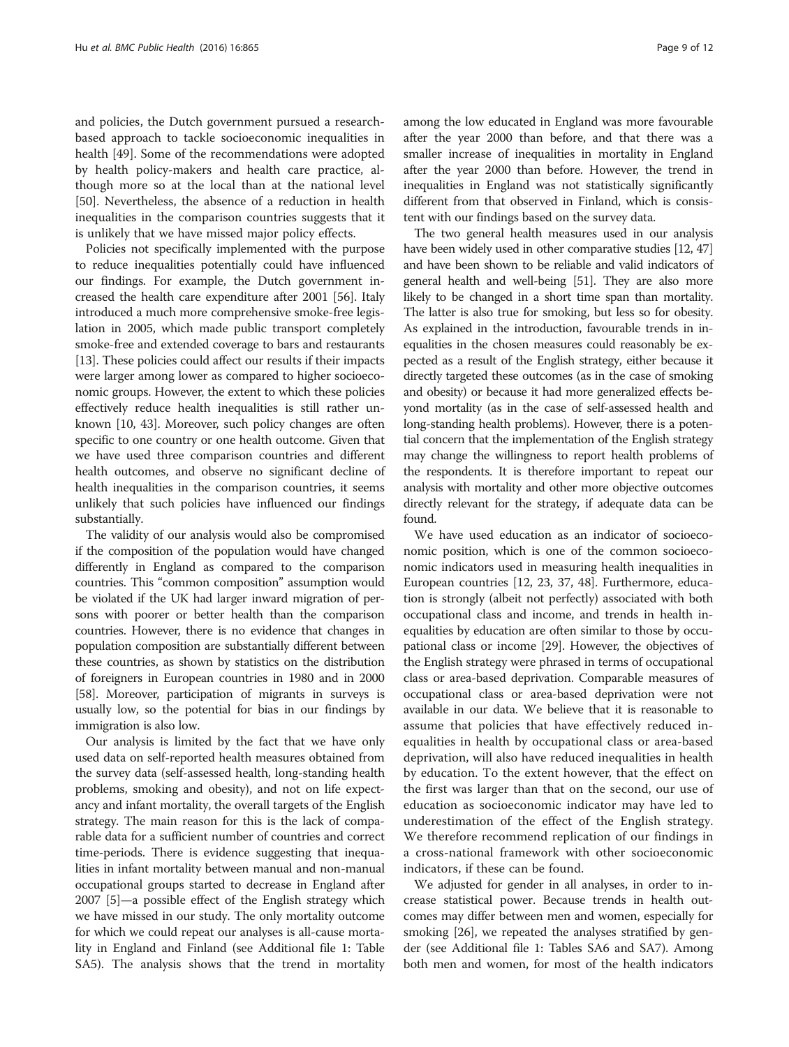and policies, the Dutch government pursued a research-based approach to tackle socioeconomic inequalities in health [49]. Some of the recommendations were adopted by health policy-makers and health care practice, although more so at the local than at the national level [50]. Nevertheless, the absence of a reduction in health inequalities in the comparison countries suggests that it is unlikely that we have missed major policy effects.

Policies not specifically implemented with the purpose to reduce inequalities potentially could have influenced our findings. For example, the Dutch government increased the health care expenditure after 2001 [56]. Italy introduced a much more comprehensive smoke-free legislation in 2005, which made public transport completely smoke-free and extended coverage to bars and restaurants [13]. These policies could affect our results if their impacts were larger among lower as compared to higher socioeconomic groups. However, the extent to which these policies effectively reduce health inequalities is still rather unknown [10, 43]. Moreover, such policy changes are often specific to one country or one health outcome. Given that we have used three comparison countries and different health outcomes, and observe no significant decline of health inequalities in the comparison countries, it seems unlikely that such policies have influenced our findings substantially.

The validity of our analysis would also be compromised if the composition of the population would have changed differently in England as compared to the comparison countries. This "common composition" assumption would be violated if the UK had larger inward migration of persons with poorer or better health than the comparison countries. However, there is no evidence that changes in population composition are substantially different between these countries, as shown by statistics on the distribution of foreigners in European countries in 1980 and in 2000 [58]. Moreover, participation of migrants in surveys is usually low, so the potential for bias in our findings by immigration is also low.

Our analysis is limited by the fact that we have only used data on self-reported health measures obtained from the survey data (self-assessed health, long-standing health problems, smoking and obesity), and not on life expectancy and infant mortality, the overall targets of the English strategy. The main reason for this is the lack of comparable data for a sufficient number of countries and correct time-periods. There is evidence suggesting that inequalities in infant mortality between manual and non-manual occupational groups started to decrease in England after 2007 [5]—a possible effect of the English strategy which we have missed in our study. The only mortality outcome for which we could repeat our analyses is all-cause mortality in England and Finland (see Additional file 1: Table SA5). The analysis shows that the trend in mortality among the low educated in England was more favourable after the year 2000 than before, and that there was a smaller increase of inequalities in mortality in England after the year 2000 than before. However, the trend in inequalities in England was not statistically significantly different from that observed in Finland, which is consistent with our findings based on the survey data.

The two general health measures used in our analysis have been widely used in other comparative studies [12, 47] and have been shown to be reliable and valid indicators of general health and well-being [51]. They are also more likely to be changed in a short time span than mortality. The latter is also true for smoking, but less so for obesity. As explained in the introduction, favourable trends in inequalities in the chosen measures could reasonably be expected as a result of the English strategy, either because it directly targeted these outcomes (as in the case of smoking and obesity) or because it had more generalized effects beyond mortality (as in the case of self-assessed health and long-standing health problems). However, there is a potential concern that the implementation of the English strategy may change the willingness to report health problems of the respondents. It is therefore important to repeat our analysis with mortality and other more objective outcomes directly relevant for the strategy, if adequate data can be found.

We have used education as an indicator of socioeconomic position, which is one of the common socioeconomic indicators used in measuring health inequalities in European countries [12, 23, 37, 48]. Furthermore, education is strongly (albeit not perfectly) associated with both occupational class and income, and trends in health inequalities by education are often similar to those by occupational class or income [29]. However, the objectives of the English strategy were phrased in terms of occupational class or area-based deprivation. Comparable measures of occupational class or area-based deprivation were not available in our data. We believe that it is reasonable to assume that policies that have effectively reduced inequalities in health by occupational class or area-based deprivation, will also have reduced inequalities in health by education. To the extent however, that the effect on the first was larger than that on the second, our use of education as socioeconomic indicator may have led to underestimation of the effect of the English strategy. We therefore recommend replication of our findings in a cross-national framework with other socioeconomic indicators, if these can be found.

We adjusted for gender in all analyses, in order to increase statistical power. Because trends in health outcomes may differ between men and women, especially for smoking [26], we repeated the analyses stratified by gender (see Additional file 1: Tables SA6 and SA7). Among both men and women, for most of the health indicators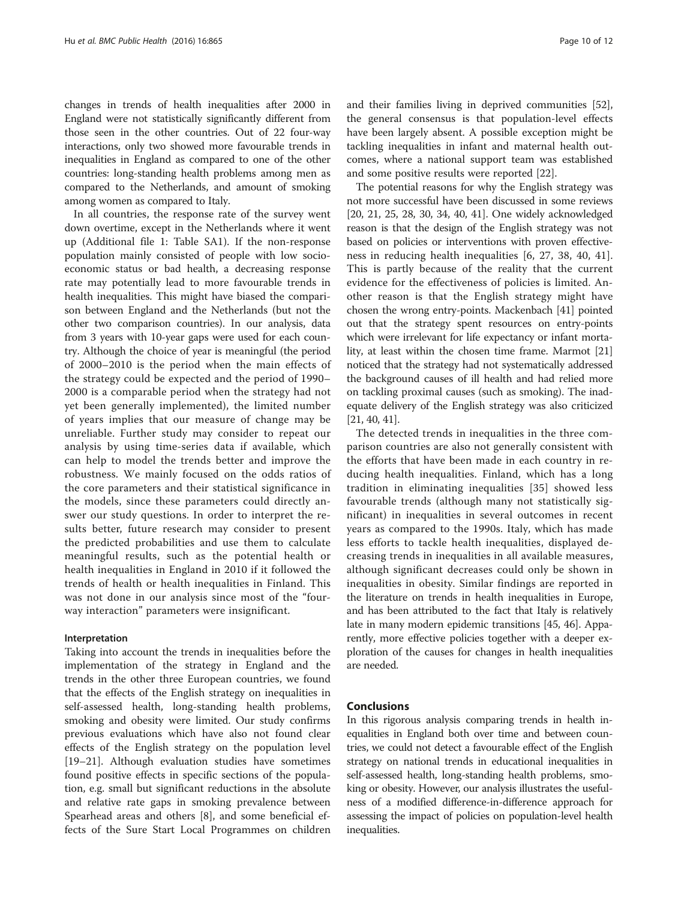changes in trends of health inequalities after 2000 in England were not statistically significantly different from those seen in the other countries. Out of 22 four-way interactions, only two showed more favourable trends in inequalities in England as compared to one of the other countries: long-standing health problems among men as compared to the Netherlands, and amount of smoking among women as compared to Italy.

In all countries, the response rate of the survey went down overtime, except in the Netherlands where it went up (Additional file 1: Table SA1). If the non-response population mainly consisted of people with low socioeconomic status or bad health, a decreasing response rate may potentially lead to more favourable trends in health inequalities. This might have biased the comparison between England and the Netherlands (but not the other two comparison countries). In our analysis, data from 3 years with 10-year gaps were used for each country. Although the choice of year is meaningful (the period of 2000–2010 is the period when the main effects of the strategy could be expected and the period of 1990–2000 is a comparable period when the strategy had not yet been generally implemented), the limited number of years implies that our measure of change may be unreliable. Further study may consider to repeat our analysis by using time-series data if available, which can help to model the trends better and improve the robustness. We mainly focused on the odds ratios of the core parameters and their statistical significance in the models, since these parameters could directly answer our study questions. In order to interpret the results better, future research may consider to present the predicted probabilities and use them to calculate meaningful results, such as the potential health or health inequalities in England in 2010 if it followed the trends of health or health inequalities in Finland. This was not done in our analysis since most of the "four-way interaction" parameters were insignificant.

### Interpretation

Taking into account the trends in inequalities before the implementation of the strategy in England and the trends in the other three European countries, we found that the effects of the English strategy on inequalities in self-assessed health, long-standing health problems, smoking and obesity were limited. Our study confirms previous evaluations which have also not found clear effects of the English strategy on the population level [19–21]. Although evaluation studies have sometimes found positive effects in specific sections of the population, e.g. small but significant reductions in the absolute and relative rate gaps in smoking prevalence between Spearhead areas and others [8], and some beneficial effects of the Sure Start Local Programmes on children and their families living in deprived communities [52], the general consensus is that population-level effects have been largely absent. A possible exception might be tackling inequalities in infant and maternal health outcomes, where a national support team was established and some positive results were reported [22].

The potential reasons for why the English strategy was not more successful have been discussed in some reviews [20, 21, 25, 28, 30, 34, 40, 41]. One widely acknowledged reason is that the design of the English strategy was not based on policies or interventions with proven effectiveness in reducing health inequalities [6, 27, 38, 40, 41]. This is partly because of the reality that the current evidence for the effectiveness of policies is limited. Another reason is that the English strategy might have chosen the wrong entry-points. Mackenbach [41] pointed out that the strategy spent resources on entry-points which were irrelevant for life expectancy or infant mortality, at least within the chosen time frame. Marmot [21] noticed that the strategy had not systematically addressed the background causes of ill health and had relied more on tackling proximal causes (such as smoking). The inadequate delivery of the English strategy was also criticized [21, 40, 41].

The detected trends in inequalities in the three comparison countries are also not generally consistent with the efforts that have been made in each country in reducing health inequalities. Finland, which has a long tradition in eliminating inequalities [35] showed less favourable trends (although many not statistically significant) in inequalities in several outcomes in recent years as compared to the 1990s. Italy, which has made less efforts to tackle health inequalities, displayed decreasing trends in inequalities in all available measures, although significant decreases could only be shown in inequalities in obesity. Similar findings are reported in the literature on trends in health inequalities in Europe, and has been attributed to the fact that Italy is relatively late in many modern epidemic transitions [45, 46]. Apparently, more effective policies together with a deeper exploration of the causes for changes in health inequalities are needed.

## Conclusions

In this rigorous analysis comparing trends in health inequalities in England both over time and between countries, we could not detect a favourable effect of the English strategy on national trends in educational inequalities in self-assessed health, long-standing health problems, smoking or obesity. However, our analysis illustrates the usefulness of a modified difference-in-difference approach for assessing the impact of policies on population-level health inequalities.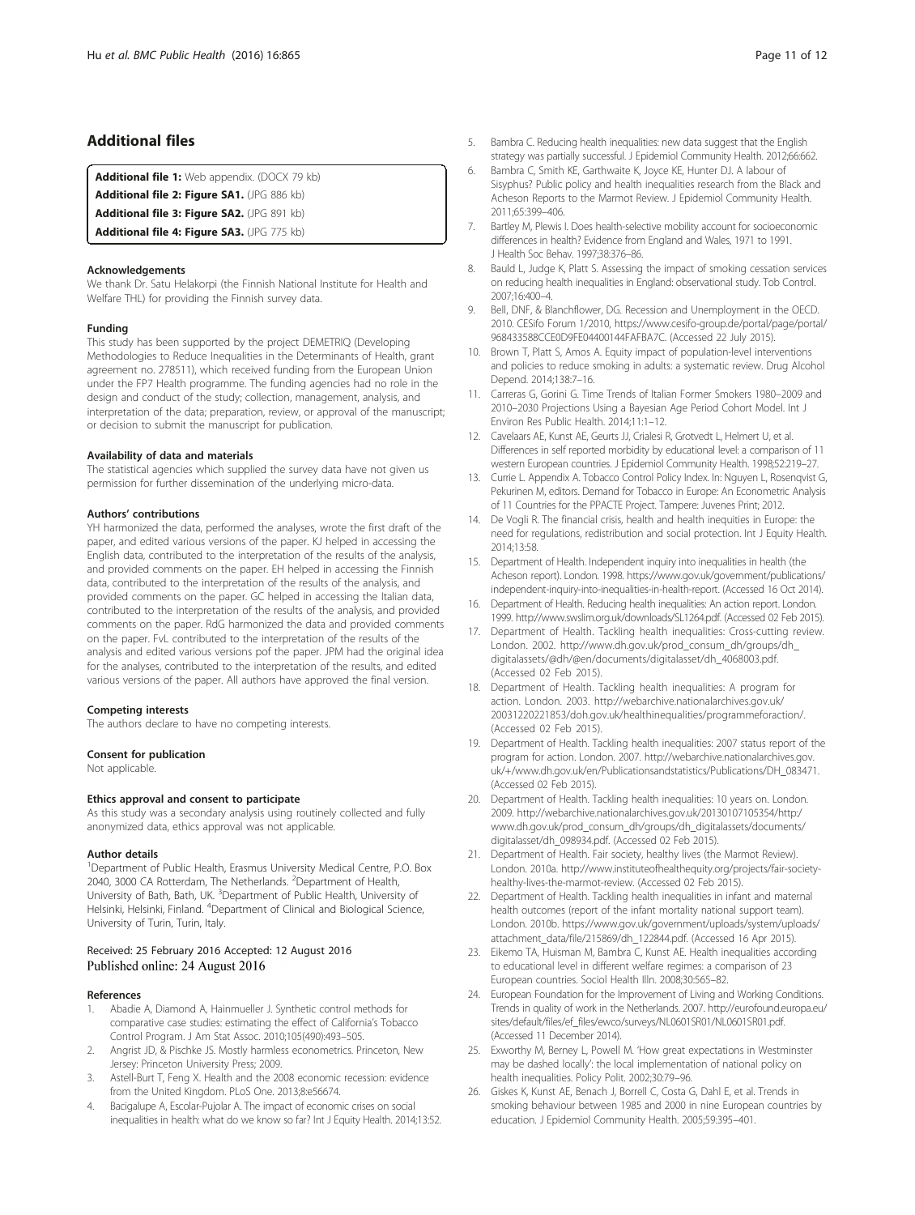## Additional files

**Additional file 1:** Web appendix. (DOCX 79 kb)
**Additional file 2: Figure SA1.** (JPG 886 kb)
**Additional file 3: Figure SA2.** (JPG 891 kb)
**Additional file 4: Figure SA3.** (JPG 775 kb)

#### Acknowledgements

We thank Dr. Satu Helakorpi (the Finnish National Institute for Health and Welfare THL) for providing the Finnish survey data.

#### Funding

This study has been supported by the project DEMETRIQ (Developing Methodologies to Reduce Inequalities in the Determinants of Health, grant agreement no. 278511), which received funding from the European Union under the FP7 Health programme. The funding agencies had no role in the design and conduct of the study; collection, management, analysis, and interpretation of the data; preparation, review, or approval of the manuscript; or decision to submit the manuscript for publication.

#### Availability of data and materials

The statistical agencies which supplied the survey data have not given us permission for further dissemination of the underlying micro-data.

#### Authors' contributions

YH harmonized the data, performed the analyses, wrote the first draft of the paper, and edited various versions of the paper. KJ helped in accessing the English data, contributed to the interpretation of the results of the analysis, and provided comments on the paper. EH helped in accessing the Finnish data, contributed to the interpretation of the results of the analysis, and provided comments on the paper. GC helped in accessing the Italian data, contributed to the interpretation of the results of the analysis, and provided comments on the paper. RdG harmonized the data and provided comments on the paper. FvL contributed to the interpretation of the results of the analysis and edited various versions pof the paper. JPM had the original idea for the analyses, contributed to the interpretation of the results, and edited various versions of the paper. All authors have approved the final version.

#### Competing interests

The authors declare to have no competing interests.

#### Consent for publication

Not applicable.

#### Ethics approval and consent to participate

As this study was a secondary analysis using routinely collected and fully anonymized data, ethics approval was not applicable.

#### Author details

[1]Department of Public Health, Erasmus University Medical Centre, P.O. Box 2040, 3000 CA Rotterdam, The Netherlands. [2]Department of Health, University of Bath, Bath, UK. [3]Department of Public Health, University of Helsinki, Helsinki, Finland. [4]Department of Clinical and Biological Science, University of Turin, Turin, Italy.

Received: 25 February 2016 Accepted: 12 August 2016
Published online: 24 August 2016

#### References

1. Abadie A, Diamond A, Hainmueller J. Synthetic control methods for comparative case studies: estimating the effect of California's Tobacco Control Program. J Am Stat Assoc. 2010;105(490):493–505.
2. Angrist JD, & Pischke JS. Mostly harmless econometrics. Princeton, New Jersey: Princeton University Press; 2009.
3. Astell-Burt T, Feng X. Health and the 2008 economic recession: evidence from the United Kingdom. PLoS One. 2013;8:e56674.
4. Bacigalupe A, Escolar-Pujolar A. The impact of economic crises on social inequalities in health: what do we know so far? Int J Equity Health. 2014;13:52.
5. Bambra C. Reducing health inequalities: new data suggest that the English strategy was partially successful. J Epidemiol Community Health. 2012;66:662.
6. Bambra C, Smith KE, Garthwaite K, Joyce KE, Hunter DJ. A labour of Sisyphus? Public policy and health inequalities research from the Black and Acheson Reports to the Marmot Review. J Epidemiol Community Health. 2011;65:399–406.
7. Bartley M, Plewis I. Does health-selective mobility account for socioeconomic differences in health? Evidence from England and Wales, 1971 to 1991. J Health Soc Behav. 1997;38:376–86.
8. Bauld L, Judge K, Platt S. Assessing the impact of smoking cessation services on reducing health inequalities in England: observational study. Tob Control. 2007;16:400–4.
9. Bell, DNF, & Blanchflower, DG. Recession and Unemployment in the OECD. 2010. CESifo Forum 1/2010, https://www.cesifo-group.de/portal/page/portal/968433588CCE0D9FE04400144FAFBA7C. (Accessed 22 July 2015).
10. Brown T, Platt S, Amos A. Equity impact of population-level interventions and policies to reduce smoking in adults: a systematic review. Drug Alcohol Depend. 2014;138:7–16.
11. Carreras G, Gorini G. Time Trends of Italian Former Smokers 1980–2009 and 2010–2030 Projections Using a Bayesian Age Period Cohort Model. Int J Environ Res Public Health. 2014;11:1–12.
12. Cavelaars AE, Kunst AE, Geurts JJ, Crialesi R, Grotvedt L, Helmert U, et al. Differences in self reported morbidity by educational level: a comparison of 11 western European countries. J Epidemiol Community Health. 1998;52:219–27.
13. Currie L. Appendix A. Tobacco Control Policy Index. In: Nguyen L, Rosenqvist G, Pekurinen M, editors. Demand for Tobacco in Europe: An Econometric Analysis of 11 Countries for the PPACTE Project. Tampere: Juvenes Print; 2012.
14. De Vogli R. The financial crisis, health and health inequities in Europe: the need for regulations, redistribution and social protection. Int J Equity Health. 2014;13:58.
15. Department of Health. Independent inquiry into inequalities in health (the Acheson report). London. 1998. https://www.gov.uk/government/publications/independent-inquiry-into-inequalities-in-health-report. (Accessed 16 Oct 2014).
16. Department of Health. Reducing health inequalities: An action report. London. 1999. http://www.swslim.org.uk/downloads/SL1264.pdf. (Accessed 02 Feb 2015).
17. Department of Health. Tackling health inequalities: Cross-cutting review. London. 2002. http://www.dh.gov.uk/prod_consum_dh/groups/dh_digitalassets/@dh/@en/documents/digitalasset/dh_4068003.pdf. (Accessed 02 Feb 2015).
18. Department of Health. Tackling health inequalities: A program for action. London. 2003. http://webarchive.nationalarchives.gov.uk/20031220221853/doh.gov.uk/healthinequalities/programmeforaction/. (Accessed 02 Feb 2015).
19. Department of Health. Tackling health inequalities: 2007 status report of the program for action. London. 2007. http://webarchive.nationalarchives.gov.uk/+/www.dh.gov.uk/en/Publicationsandstatistics/Publications/DH_083471. (Accessed 02 Feb 2015).
20. Department of Health. Tackling health inequalities: 10 years on. London. 2009. http://webarchive.nationalarchives.gov.uk/20130107105354/http:/www.dh.gov.uk/prod_consum_dh/groups/dh_digitalassets/documents/digitalasset/dh_098934.pdf. (Accessed 02 Feb 2015).
21. Department of Health. Fair society, healthy lives (the Marmot Review). London. 2010a. http://www.instituteofhealthequity.org/projects/fair-society-healthy-lives-the-marmot-review. (Accessed 02 Feb 2015).
22. Department of Health. Tackling health inequalities in infant and maternal health outcomes (report of the infant mortality national support team). London. 2010b. https://www.gov.uk/government/uploads/system/uploads/attachment_data/file/215869/dh_122844.pdf. (Accessed 16 Apr 2015).
23. Eikemo TA, Huisman M, Bambra C, Kunst AE. Health inequalities according to educational level in different welfare regimes: a comparison of 23 European countries. Sociol Health Illn. 2008;30:565–82.
24. European Foundation for the Improvement of Living and Working Conditions. Trends in quality of work in the Netherlands. 2007. http://eurofound.europa.eu/sites/default/files/ef_files/ewco/surveys/NL0601SR01/NL0601SR01.pdf. (Accessed 11 December 2014).
25. Exworthy M, Berney L, Powell M. 'How great expectations in Westminster may be dashed locally': the local implementation of national policy on health inequalities. Policy Polit. 2002;30:79–96.
26. Giskes K, Kunst AE, Benach J, Borrell C, Costa G, Dahl E, et al. Trends in smoking behaviour between 1985 and 2000 in nine European countries by education. J Epidemiol Community Health. 2005;59:395–401.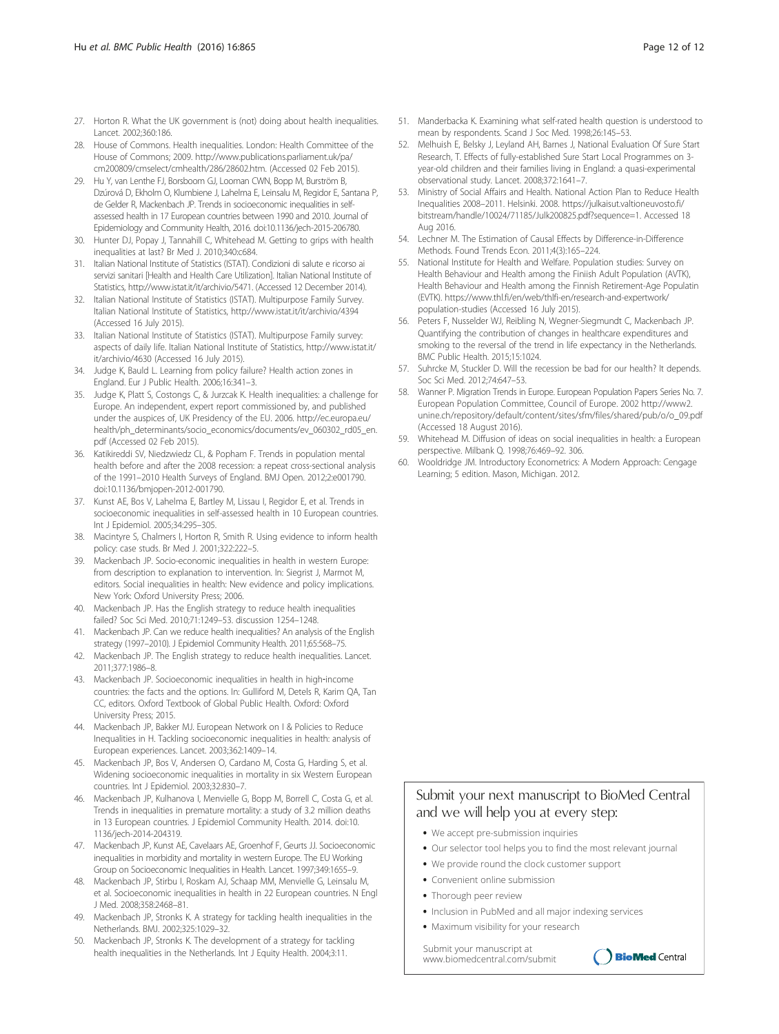27. Horton R. What the UK government is (not) doing about health inequalities. Lancet. 2002;360:186.
28. House of Commons. Health inequalities. London: Health Committee of the House of Commons; 2009. http://www.publications.parliament.uk/pa/cm200809/cmselect/cmhealth/286/28602.htm. (Accessed 02 Feb 2015).
29. Hu Y, van Lenthe FJ, Borsboom GJ, Looman CWN, Bopp M, Burström B, Dzúrová D, Ekholm O, Klumbiene J, Lahelma E, Leinsalu M, Regidor E, Santana P, de Gelder R, Mackenbach JP. Trends in socioeconomic inequalities in self-assessed health in 17 European countries between 1990 and 2010. Journal of Epidemiology and Community Health, 2016. doi:10.1136/jech-2015-206780.
30. Hunter DJ, Popay J, Tannahill C, Whitehead M. Getting to grips with health inequalities at last? Br Med J. 2010;340:c684.
31. Italian National Institute of Statistics (ISTAT). Condizioni di salute e ricorso ai servizi sanitari [Health and Health Care Utilization]. Italian National Institute of Statistics, http://www.istat.it/it/archivio/5471. (Accessed 12 December 2014).
32. Italian National Institute of Statistics (ISTAT). Multipurpose Family Survey. Italian National Institute of Statistics, http://www.istat.it/it/archivio/4394 (Accessed 16 July 2015).
33. Italian National Institute of Statistics (ISTAT). Multipurpose Family survey: aspects of daily life. Italian National Institute of Statistics, http://www.istat.it/it/archivio/4630 (Accessed 16 July 2015).
34. Judge K, Bauld L. Learning from policy failure? Health action zones in England. Eur J Public Health. 2006;16:341–3.
35. Judge K, Platt S, Costongs C, & Jurzcak K. Health inequalities: a challenge for Europe. An independent, expert report commissioned by, and published under the auspices of, UK Presidency of the EU. 2006. http://ec.europa.eu/health/ph_determinants/socio_economics/documents/ev_060302_rd05_en.pdf (Accessed 02 Feb 2015).
36. Katikireddi SV, Niedzwiedz CL, & Popham F. Trends in population mental health before and after the 2008 recession: a repeat cross-sectional analysis of the 1991–2010 Health Surveys of England. BMJ Open. 2012;2:e001790. doi:10.1136/bmjopen-2012-001790.
37. Kunst AE, Bos V, Lahelma E, Bartley M, Lissau I, Regidor E, et al. Trends in socioeconomic inequalities in self-assessed health in 10 European countries. Int J Epidemiol. 2005;34:295–305.
38. Macintyre S, Chalmers I, Horton R, Smith R. Using evidence to inform health policy: case studs. Br Med J. 2001;322:222–5.
39. Mackenbach JP. Socio-economic inequalities in health in western Europe: from description to explanation to intervention. In: Siegrist J, Marmot M, editors. Social inequalities in health: New evidence and policy implications. New York: Oxford University Press; 2006.
40. Mackenbach JP. Has the English strategy to reduce health inequalities failed? Soc Sci Med. 2010;71:1249–53. discussion 1254–1248.
41. Mackenbach JP. Can we reduce health inequalities? An analysis of the English strategy (1997–2010). J Epidemiol Community Health. 2011;65:568–75.
42. Mackenbach JP. The English strategy to reduce health inequalities. Lancet. 2011;377:1986–8.
43. Mackenbach JP. Socioeconomic inequalities in health in high-income countries: the facts and the options. In: Gulliford M, Detels R, Karim QA, Tan CC, editors. Oxford Textbook of Global Public Health. Oxford: Oxford University Press; 2015.
44. Mackenbach JP, Bakker MJ. European Network on I & Policies to Reduce Inequalities in H. Tackling socioeconomic inequalities in health: analysis of European experiences. Lancet. 2003;362:1409–14.
45. Mackenbach JP, Bos V, Andersen O, Cardano M, Costa G, Harding S, et al. Widening socioeconomic inequalities in mortality in six Western European countries. Int J Epidemiol. 2003;32:830–7.
46. Mackenbach JP, Kulhanova I, Menvielle G, Bopp M, Borrell C, Costa G, et al. Trends in inequalities in premature mortality: a study of 3.2 million deaths in 13 European countries. J Epidemiol Community Health. 2014. doi:10.1136/jech-2014-204319.
47. Mackenbach JP, Kunst AE, Cavelaars AE, Groenhof F, Geurts JJ. Socioeconomic inequalities in morbidity and mortality in western Europe. The EU Working Group on Socioeconomic Inequalities in Health. Lancet. 1997;349:1655–9.
48. Mackenbach JP, Stirbu I, Roskam AJ, Schaap MM, Menvielle G, Leinsalu M, et al. Socioeconomic inequalities in health in 22 European countries. N Engl J Med. 2008;358:2468–81.
49. Mackenbach JP, Stronks K. A strategy for tackling health inequalities in the Netherlands. BMJ. 2002;325:1029–32.
50. Mackenbach JP, Stronks K. The development of a strategy for tackling health inequalities in the Netherlands. Int J Equity Health. 2004;3:11.
51. Manderbacka K. Examining what self-rated health question is understood to mean by respondents. Scand J Soc Med. 1998;26:145–53.
52. Melhuish E, Belsky J, Leyland AH, Barnes J, National Evaluation Of Sure Start Research, T. Effects of fully-established Sure Start Local Programmes on 3-year-old children and their families living in England: a quasi-experimental observational study. Lancet. 2008;372:1641–7.
53. Ministry of Social Affairs and Health. National Action Plan to Reduce Health Inequalities 2008–2011. Helsinki. 2008. https://julkaisut.valtioneuvosto.fi/bitstream/handle/10024/71185/Julk200825.pdf?sequence=1. Accessed 18 Aug 2016.
54. Lechner M. The Estimation of Causal Effects by Difference-in-Difference Methods. Found Trends Econ. 2011;4(3):165–224.
55. National Institute for Health and Welfare. Population studies: Survey on Health Behaviour and Health among the Finiish Adult Population (AVTK), Health Behaviour and Health among the Finnish Retirement-Age Populatin (EVTK). https://www.thl.fi/en/web/thlfi-en/research-and-expertwork/population-studies (Accessed 16 July 2015).
56. Peters F, Nusselder WJ, Reibling N, Wegner-Siegmundt C, Mackenbach JP. Quantifying the contribution of changes in healthcare expenditures and smoking to the reversal of the trend in life expectancy in the Netherlands. BMC Public Health. 2015;15:1024.
57. Suhrcke M, Stuckler D. Will the recession be bad for our health? It depends. Soc Sci Med. 2012;74:647–53.
58. Wanner P. Migration Trends in Europe. European Population Papers Series No. 7. European Population Committee, Council of Europe. 2002 http://www2.unine.ch/repository/default/content/sites/sfm/files/shared/pub/o/o_09.pdf (Accessed 18 August 2016).
59. Whitehead M. Diffusion of ideas on social inequalities in health: a European perspective. Milbank Q. 1998;76:469–92. 306.
60. Wooldridge JM. Introductory Econometrics: A Modern Approach: Cengage Learning; 5 edition. Mason, Michigan. 2012.

Submit your next manuscript to BioMed Central and we will help you at every step:

- We accept pre-submission inquiries
- Our selector tool helps you to find the most relevant journal
- We provide round the clock customer support
- Convenient online submission
- Thorough peer review
- Inclusion in PubMed and all major indexing services
- Maximum visibility for your research

Submit your manuscript at www.biomedcentral.com/submit